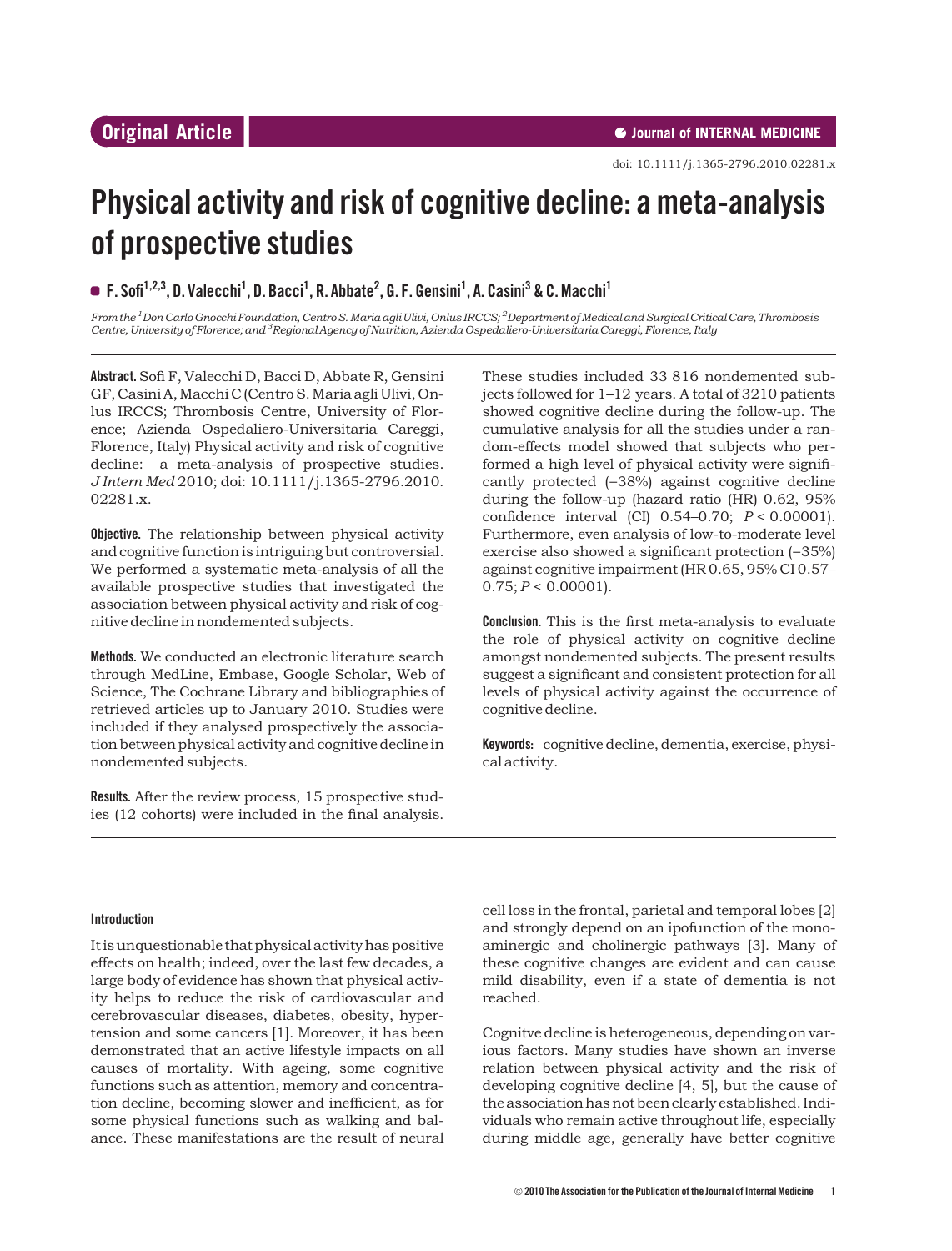Original Article

doi: 10.1111/j.1365-2796.2010.02281.x

# Physical activity and risk of cognitive decline: a meta-analysis of prospective studies

**F. Sofi[1,2,3], D. Valecchi[1], D. Bacci[1], R. Abbate[2], G. F. Gensini[1], A. Casini[3] & C. Macchi[1]**

*From the [1]Don Carlo Gnocchi Foundation, Centro S. Maria agli Ulivi, Onlus IRCCS; [2]Department of Medical and Surgical Critical Care, Thrombosis Centre, University of Florence; and [3]Regional Agency of Nutrition, Azienda Ospedaliero-Universitaria Careggi, Florence, Italy*

**Abstract.** Sofi F, Valecchi D, Bacci D, Abbate R, Gensini GF, Casini A, Macchi C (Centro S. Maria agli Ulivi, Onlus IRCCS; Thrombosis Centre, University of Florence; Azienda Ospedaliero-Universitaria Careggi, Florence, Italy) Physical activity and risk of cognitive decline: a meta-analysis of prospective studies. *J Intern Med* 2010; doi: 10.1111/j.1365-2796.2010.02281.x.

**Objective.** The relationship between physical activity and cognitive function is intriguing but controversial. We performed a systematic meta-analysis of all the available prospective studies that investigated the association between physical activity and risk of cognitive decline in nondemented subjects.

**Methods.** We conducted an electronic literature search through MedLine, Embase, Google Scholar, Web of Science, The Cochrane Library and bibliographies of retrieved articles up to January 2010. Studies were included if they analysed prospectively the association between physical activity and cognitive decline in nondemented subjects.

**Results.** After the review process, 15 prospective studies (12 cohorts) were included in the final analysis. These studies included 33 816 nondemented subjects followed for 1–12 years. A total of 3210 patients showed cognitive decline during the follow-up. The cumulative analysis for all the studies under a random-effects model showed that subjects who performed a high level of physical activity were significantly protected (−38%) against cognitive decline during the follow-up (hazard ratio (HR) 0.62, 95% confidence interval (CI) 0.54–0.70; $P < 0.00001$). Furthermore, even analysis of low-to-moderate level exercise also showed a significant protection (−35%) against cognitive impairment (HR 0.65, 95% CI 0.57–0.75; $P < 0.00001$).

**Conclusion.** This is the first meta-analysis to evaluate the role of physical activity on cognitive decline amongst nondemented subjects. The present results suggest a significant and consistent protection for all levels of physical activity against the occurrence of cognitive decline.

**Keywords:** cognitive decline, dementia, exercise, physical activity.

## Introduction

It is unquestionable that physical activity has positive effects on health; indeed, over the last few decades, a large body of evidence has shown that physical activity helps to reduce the risk of cardiovascular and cerebrovascular diseases, diabetes, obesity, hypertension and some cancers [1]. Moreover, it has been demonstrated that an active lifestyle impacts on all causes of mortality. With ageing, some cognitive functions such as attention, memory and concentration decline, becoming slower and inefficient, as for some physical functions such as walking and balance. These manifestations are the result of neural cell loss in the frontal, parietal and temporal lobes [2] and strongly depend on an ipofunction of the monoaminergic and cholinergic pathways [3]. Many of these cognitive changes are evident and can cause mild disability, even if a state of dementia is not reached.

Cognitve decline is heterogeneous, depending on various factors. Many studies have shown an inverse relation between physical activity and the risk of developing cognitive decline [4, 5], but the cause of the association has not been clearly established. Individuals who remain active throughout life, especially during middle age, generally have better cognitive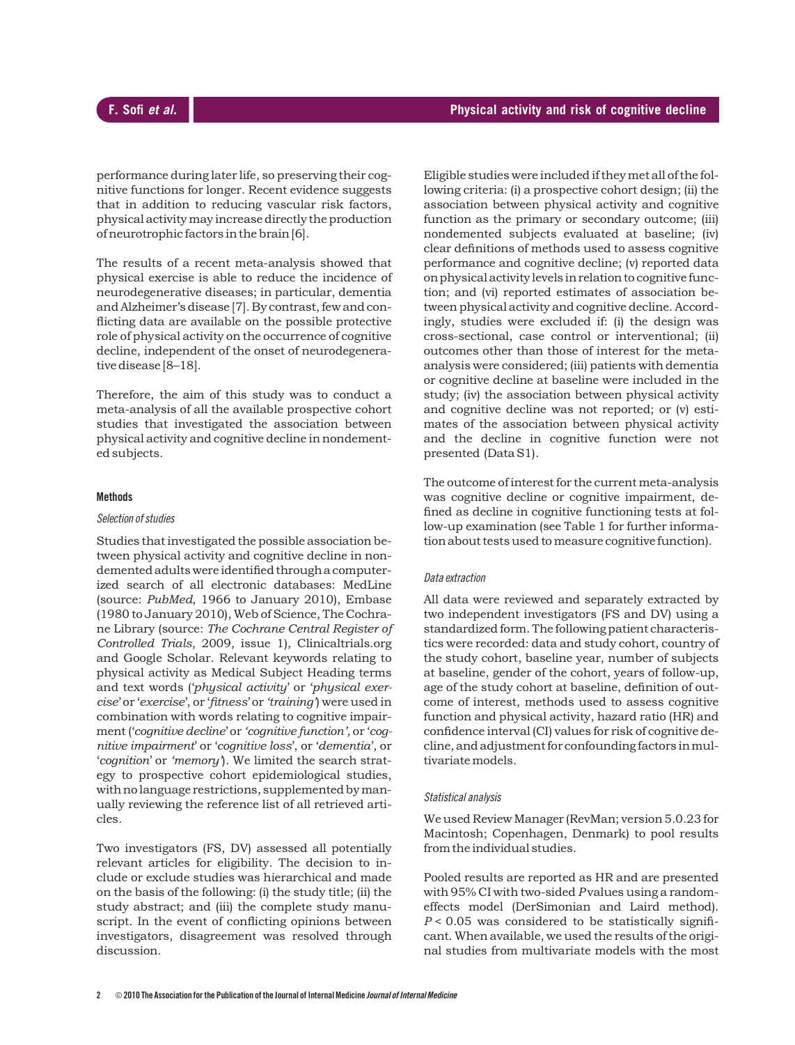performance during later life, so preserving their cognitive functions for longer. Recent evidence suggests that in addition to reducing vascular risk factors, physical activity may increase directly the production of neurotrophic factors in the brain [6].

The results of a recent meta-analysis showed that physical exercise is able to reduce the incidence of neurodegenerative diseases; in particular, dementia and Alzheimer's disease [7]. By contrast, few and conflicting data are available on the possible protective role of physical activity on the occurrence of cognitive decline, independent of the onset of neurodegenerative disease [8–18].

Therefore, the aim of this study was to conduct a meta-analysis of all the available prospective cohort studies that investigated the association between physical activity and cognitive decline in nondemented subjects.

## Methods

### *Selection of studies*

Studies that investigated the possible association between physical activity and cognitive decline in nondemented adults were identified through a computerized search of all electronic databases: MedLine (source: *PubMed*, 1966 to January 2010), Embase (1980 to January 2010), Web of Science, The Cochrane Library (source: *The Cochrane Central Register of Controlled Trials*, 2009, issue 1), Clinicaltrials.org and Google Scholar. Relevant keywords relating to physical activity as Medical Subject Heading terms and text words ('*physical activity*' or '*physical exercise*' or '*exercise*', or '*fitness*' or '*training*') were used in combination with words relating to cognitive impairment ('*cognitive decline*' or '*cognitive function*,' or '*cognitive impairment*' or '*cognitive loss*', or '*dementia*', or '*cognition*' or '*memory*'). We limited the search strategy to prospective cohort epidemiological studies, with no language restrictions, supplemented by manually reviewing the reference list of all retrieved articles.

Two investigators (FS, DV) assessed all potentially relevant articles for eligibility. The decision to include or exclude studies was hierarchical and made on the basis of the following: (i) the study title; (ii) the study abstract; and (iii) the complete study manuscript. In the event of conflicting opinions between investigators, disagreement was resolved through discussion.

Eligible studies were included if they met all of the following criteria: (i) a prospective cohort design; (ii) the association between physical activity and cognitive function as the primary or secondary outcome; (iii) nondemented subjects evaluated at baseline; (iv) clear definitions of methods used to assess cognitive performance and cognitive decline; (v) reported data on physical activity levels in relation to cognitive function; and (vi) reported estimates of association between physical activity and cognitive decline. Accordingly, studies were excluded if: (i) the design was cross-sectional, case control or interventional; (ii) outcomes other than those of interest for the meta-analysis were considered; (iii) patients with dementia or cognitive decline at baseline were included in the study; (iv) the association between physical activity and cognitive decline was not reported; or (v) estimates of the association between physical activity and the decline in cognitive function were not presented (Data S1).

The outcome of interest for the current meta-analysis was cognitive decline or cognitive impairment, defined as decline in cognitive functioning tests at follow-up examination (see Table 1 for further information about tests used to measure cognitive function).

### *Data extraction*

All data were reviewed and separately extracted by two independent investigators (FS and DV) using a standardized form. The following patient characteristics were recorded: data and study cohort, country of the study cohort, baseline year, number of subjects at baseline, gender of the cohort, years of follow-up, age of the study cohort at baseline, definition of outcome of interest, methods used to assess cognitive function and physical activity, hazard ratio (HR) and confidence interval (CI) values for risk of cognitive decline, and adjustment for confounding factors in multivariate models.

### *Statistical analysis*

We used Review Manager (RevMan; version 5.0.23 for Macintosh; Copenhagen, Denmark) to pool results from the individual studies.

Pooled results are reported as HR and are presented with 95% CI with two-sided *P* values using a random-effects model (DerSimonian and Laird method). $P < 0.05$ was considered to be statistically significant. When available, we used the results of the original studies from multivariate models with the most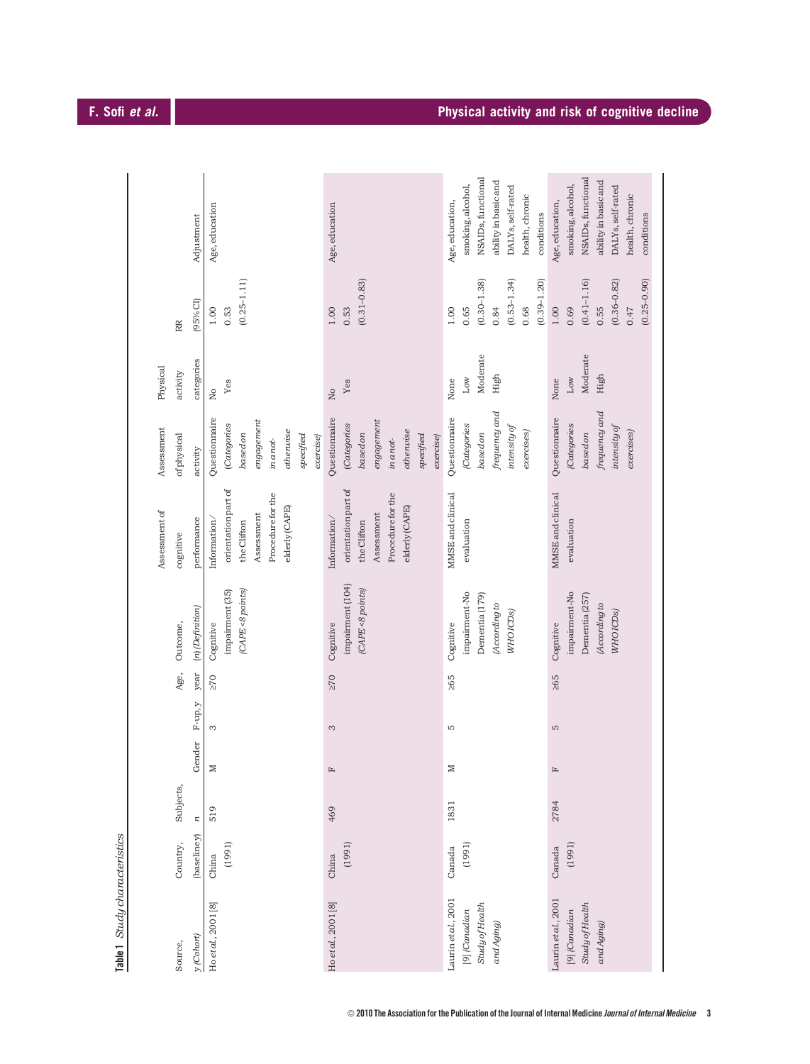Table 1 *Study characteristics*

| Source, y (Cohort) | Country, (baseline y) | Subjects, *n* | Gender | F-up, y | Age, year | Outcome, (n) (Definition) | Assessment of cognitive performance | Assessment of physical activity | Physical activity categories | RR (95% CI) | Adjustment |
|---|---|---|---|---|---|---|---|---|---|---|---|
| Ho *et al.*, 2001 [8] | China (1991) | 519 | M | 3 | ≥70 | Cognitive impairment (35) *(CAPE <8 points)* | Information/ orientation part of the Clifton Assessment Procedure for the elderly (CAPE) | Questionnaire *(Categories based on engagement in a not-otherwise specified exercise)* | No<br>Yes | 1.00<br>0.53 (0.25–1.11) | Age, education |
| Ho *et al.*, 2001 [8] | China (1991) | 469 | F | 3 | ≥70 | Cognitive impairment (104) *(CAPE <8 points)* | Information/ orientation part of the Clifton Assessment Procedure for the elderly (CAPE) | Questionnaire *(Categories based on engagement in a not-otherwise specified exercise)* | No<br>Yes | 1.00<br>0.53 (0.31–0.83) | Age, education |
| Laurin *et al.*, 2001 [9] *(Canadian Study of Health and Aging)* | Canada (1991) | 1831 | M | 5 | ≥65 | Cognitive impairment-No Dementia (179) *(According to WHO ICDs)* | MMSE and clinical evaluation | Questionnaire *(Categories based on frequency and intensity of exercises)* | None<br>Low<br>Moderate<br>High | 1.00<br>0.65 (0.30–1.38)<br>0.84 (0.53–1.34)<br>0.68 (0.39–1.20) | Age, education, smoking, alcohol, NSAIDs, functional ability in basic and DALYs, self-rated health, chronic conditions |
| Laurin *et al.*, 2001 [9] *(Canadian Study of Health and Aging)* | Canada (1991) | 2784 | F | 5 | ≥65 | Cognitive impairment-No Dementia (257) *(According to WHO ICDs)* | MMSE and clinical evaluation | Questionnaire *(Categories based on frequency and intensity of exercises)* | None<br>Low<br>Moderate<br>High | 1.00<br>0.69 (0.41–1.16)<br>0.55 (0.36–0.82)<br>0.47 (0.25–0.90) | Age, education, smoking, alcohol, NSAIDs, functional ability in basic and DALYs, self-rated health, chronic conditions |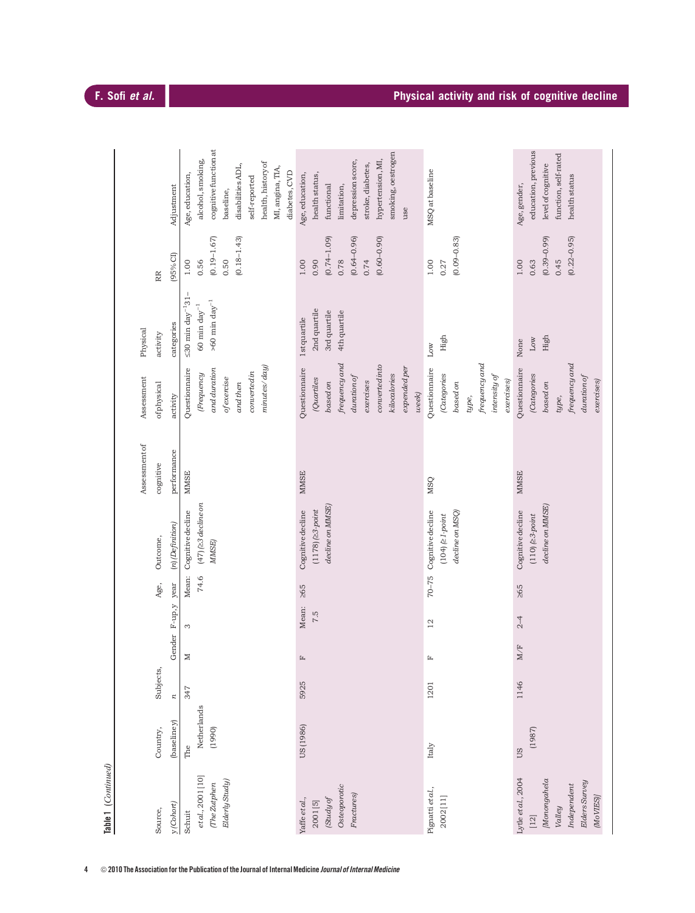**Table 1** (*Continued*)

| Source, y (Cohort) | Country, (baseline) | Subjects, n | Gender | F-up, y | Age, year | Outcome, (n) (Definition) | Assessment of cognitive performance | Assessment of physical activity | Physical activity categories | RR (95% CI) | Adjustment |
|---|---|---|---|---|---|---|---|---|---|---|---|
| Schuit *et al.*, 2001 [10] (*The Zutphen Elderly Study*) | The Netherlands (1990) | 347 | M | 3 | Mean: 74.6 | Cognitive decline (47) (*≥3 decline on MMSE*) | MMSE | Questionnaire (*Frequency and duration of exercise and then converted in minutes/day*) | ≤30 min day$^{-1}$<br>31–60 min day$^{-1}$<br>>60 min day$^{-1}$ | 1.00<br>0.56 (0.19–1.67)<br>0.50 (0.18–1.43) | Age, education, alcohol, smoking, cognitive function at baseline, disabilities ADL, self-reported health, history of MI, angina, TIA, diabetes, CVD |
| Yaffe *et al.*, 2001 [5] (*Study of Osteoporotic Fractures*) | US (1986) | 5925 | F | Mean: 7.5 | ≥65 | Cognitive decline (1178) (*≥3-point decline on MMSE*) | MMSE | Questionnaire (*Quartiles based on frequency and duration of exercises converted into kilocalories expended per week*) | 1st quartile<br>2nd quartile<br>3rd quartile<br>4th quartile | 1.00<br>0.90 (0.74–1.09)<br>0.78 (0.64–0.96)<br>0.74 (0.60–0.90) | Age, education, health status, functional limitation, depression score, stroke, diabetes, hypertension, MI, smoking, oestrogen use |
| Pignatti *et al.*, 2002 [11] | Italy | 1201 | F | 12 | 70–75 | Cognitive decline (104) (*≥1-point decline on MSQ*) | MSQ | Questionnaire (*Categories based on type, frequency and intensity of exercises*) | Low<br>High | 1.00<br>0.27 (0.09–0.83) | MSQ at baseline |
| Lytle *et al.*, 2004 [12] (*Monongahela Valley Independent Elders Survey (MoVIES)*) | US (1987) | 1146 | M/F | 2–4 | ≥65 | Cognitive decline (110) (*≥3-point decline on MMSE*) | MMSE | Questionnaire (*Categories based on type, frequency and duration of exercises*) | None<br>Low<br>High | 1.00<br>0.63 (0.39–0.99)<br>0.45 (0.22–0.95) | Age, gender, education, previous level of cognitive function, self-rated health status |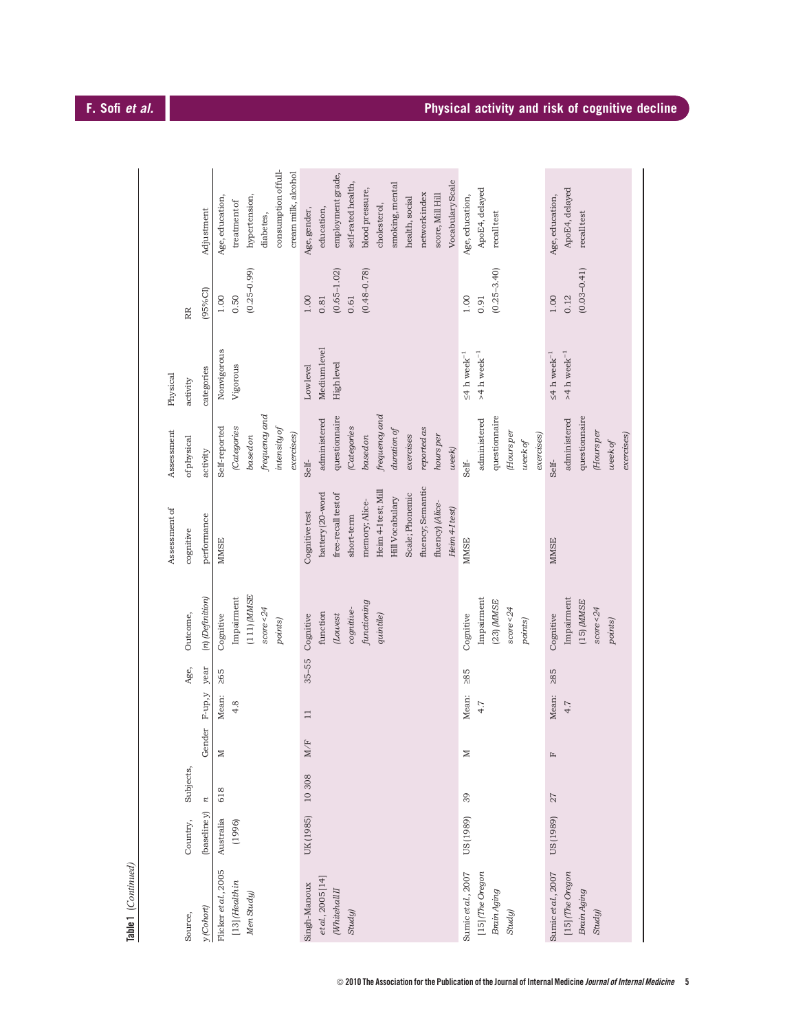Table 1 (*Continued*)

| Source, y (Cohort) | Country, (baseline y) | Subjects, *n* | Gender | F-up, y | Age, year | Outcome, (n) (Definition) | Assessment of cognitive performance | Assessment of physical activity | Physical activity categories | RR (95%CI) | Adjustment |
|---|---|---|---|---|---|---|---|---|---|---|---|
| Flicker *et al.*, 2005 [13] (*Health in Men Study*) | Australia (1996) | 618 | M | Mean: 4.8 | ≥65 | Cognitive Impairment (111) (*MMSE score <24 points*) | MMSE | Self-reported (*Categories based on frequency and intensity of exercises*) | Nonvigorous | 1.00 | Age, education, treatment of hypertension, diabetes, consumption of full-cream milk, alcohol |
| | | | | | | | | | Vigorous | 0.50 (0.25–0.99) | |
| Singh-Manoux *et al.*, 2005 [14] (*Whitehall II Study*) | UK (1985) | 10 308 | M/F | 11 | 35–55 | Cognitive function (*Lowest cognitive-functioning quintile*) | Cognitive test battery (20-word free-recall test of short-term memory; Alice-Heim 4-I test; Mill Hill Vocabulary Scale; Phonemic fluency; Semantic fluency) (*Alice-Heim 4-I test*) | Self-administered questionnaire (*Categories based on frequency and duration of exercises reported as hours per week*) | Low level | 1.00 | Age, gender, education, employment grade, self-rated health, blood pressure, cholesterol, smoking, mental health, social network index score, Mill Hill Vocabulary Scale |
| | | | | | | | | | Medium level | 0.81 (0.65–1.02) | |
| | | | | | | | | | High level | 0.61 (0.48–0.78) | |
| Sumic *et al.*, 2007 [15] (*The Oregon Brain Aging Study*) | US (1989) | 39 | M | Mean: 4.7 | ≥85 | Cognitive Impairment (23) (*MMSE score <24 points*) | MMSE | Self-administered questionnaire (*Hours per week of exercises*) | ≤4 h week$^{-1}$ | 1.00 | Age, education, ApoE4, delayed recall test |
| | | | | | | | | | >4 h week$^{-1}$ | 0.91 (0.25–3.40) | |
| Sumic *et al.*, 2007 [15] (*The Oregon Brain Aging Study*) | US (1989) | 27 | F | Mean: 4.7 | ≥85 | Cognitive Impairment (15) (*MMSE score <24 points*) | MMSE | Self-administered questionnaire (*Hours per week of exercises*) | ≤4 h week$^{-1}$ | 1.00 | Age, education, ApoE4, delayed recall test |
| | | | | | | | | | >4 h week$^{-1}$ | 0.12 (0.03–0.41) | |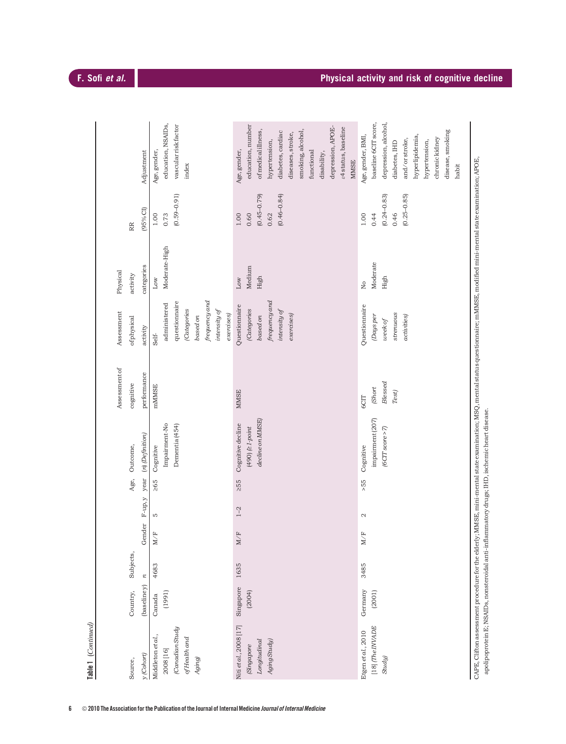**Table 1** (*Continued*)

| Source, y (Cohort) | Country, (baseline y) | Subjects, n | Gender | F-up, y | Age, year | Outcome, (n) (Definition) | Assessment of cognitive performance | Assessment of physical activity | Physical activity categories | RR (95% CI) | Adjustment |
|---|---|---|---|---|---|---|---|---|---|---|---|
| Middleton *et al.*, 2008 [16] (*Canadian Study of Health and Aging*) | Canada (1991) | 4683 | M/F | 5 | ≥65 | Cognitive Impairment-No Dementia (454) | mMMSE | Self-administered questionnaire (*Categories based on frequency and intensity of exercises*) | Low<br>Moderate-High | 1.00<br>0.73 (0.59–0.91) | Age, gender, education, NSAIDs, vascular risk factor index |
| Niti *et al.*, 2008 [17] (*Singapore Longitudinal Aging Study*) | Singapore (2004) | 1635 | M/F | 1–2 | ≥55 | Cognitive decline (490) (*≥1-point decline on MMSE*) | MMSE | Questionnaire (*Categories based on frequency and intensity of exercises*) | Low<br>Medium<br>High | 1.00<br>0.60 (0.45–0.79)<br>0.62 (0.46–0.84) | Age, gender, education, number of medical illness, hypertension, diabetes, cardiac diseases, stroke, smoking, alcohol, functional disability, depression, APOE-ε4 status, baseline MMSE |
| Etgen *et al.*, 2010 [18] (*The INVADE Study*) | Germany (2001) | 3485 | M/F | 2 | >55 | Cognitive impairment (207) (*6CIT score >7*) | 6CIT (*Short Blessed Test*) | Questionnaire (*Days per week of strenuous activities*) | No<br>Moderate<br>High | 1.00<br>0.44 (0.24–0.83)<br>0.46 (0.25–0.85) | Age, gender, BMI, baseline 6CIT score, depression, alcohol, diabetes, IHD and/or stroke, hyperlipidemia, hypertension, chronic kidney disease, smoking habit |

CAPE, Clifton assessment procedure for the elderly; MMSE, mini-mental state examination; MSQ, mental status questionnaire; mMMSE, modified mini-mental state examination; APOE, apolipoprotein E; NSAIDs, nonsteroidal anti-inflammatory drugs; IHD, ischemic heart disease.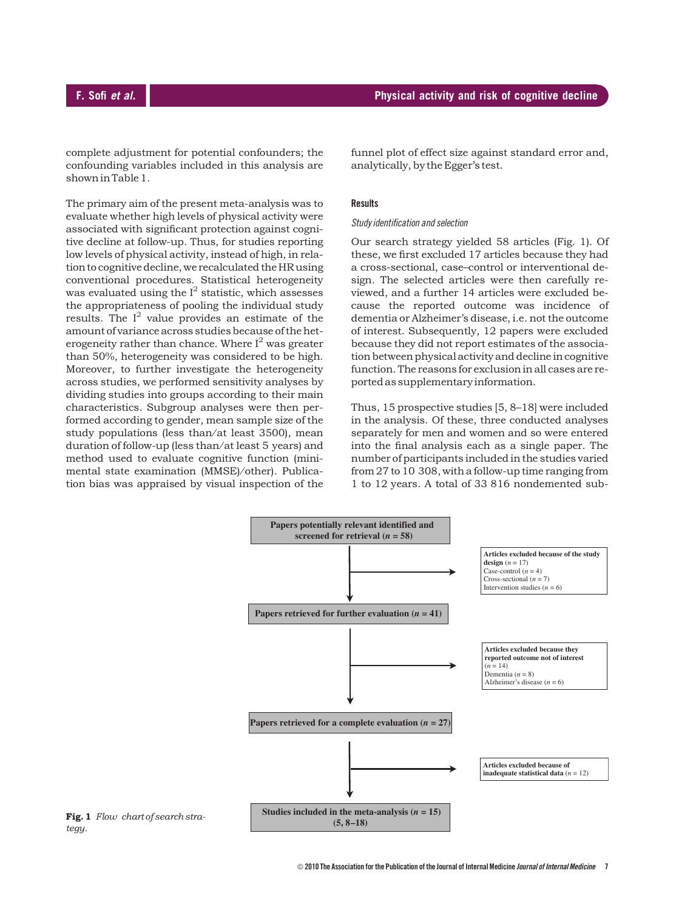complete adjustment for potential confounders; the confounding variables included in this analysis are shown in Table 1.

The primary aim of the present meta-analysis was to evaluate whether high levels of physical activity were associated with significant protection against cognitive decline at follow-up. Thus, for studies reporting low levels of physical activity, instead of high, in relation to cognitive decline, we recalculated the HR using conventional procedures. Statistical heterogeneity was evaluated using the $I^2$ statistic, which assesses the appropriateness of pooling the individual study results. The $I^2$ value provides an estimate of the amount of variance across studies because of the heterogeneity rather than chance. Where $I^2$ was greater than 50%, heterogeneity was considered to be high. Moreover, to further investigate the heterogeneity across studies, we performed sensitivity analyses by dividing studies into groups according to their main characteristics. Subgroup analyses were then performed according to gender, mean sample size of the study populations (less than/at least 3500), mean duration of follow-up (less than/at least 5 years) and method used to evaluate cognitive function (mini-mental state examination (MMSE)/other). Publication bias was appraised by visual inspection of the funnel plot of effect size against standard error and, analytically, by the Egger's test.

## Results

### *Study identification and selection*

Our search strategy yielded 58 articles (Fig. 1). Of these, we first excluded 17 articles because they had a cross-sectional, case–control or interventional design. The selected articles were then carefully reviewed, and a further 14 articles were excluded because the reported outcome was incidence of dementia or Alzheimer's disease, i.e. not the outcome of interest. Subsequently, 12 papers were excluded because they did not report estimates of the association between physical activity and decline in cognitive function. The reasons for exclusion in all cases are reported as supplementary information.

Thus, 15 prospective studies [5, 8–18] were included in the analysis. Of these, three conducted analyses separately for men and women and so were entered into the final analysis each as a single paper. The number of participants included in the studies varied from 27 to 10 308, with a follow-up time ranging from 1 to 12 years. A total of 33 816 nondemented sub-

**Papers potentially relevant identified and screened for retrieval ($n$ = 58)**

→ **Articles excluded because of the study design** ($n$ = 17)
Case-control ($n$ = 4)
Cross-sectional ($n$ = 7)
Intervention studies ($n$ = 6)

**Papers retrieved for further evaluation ($n$ = 41)**

→ **Articles excluded because they reported outcome not of interest** ($n$ = 14)
Dementia ($n$ = 8)
Alzheimer's disease ($n$ = 6)

**Papers retrieved for a complete evaluation ($n$ = 27)**

→ **Articles excluded because of inadequate statistical data** ($n$ = 12)

**Studies included in the meta-analysis ($n$ = 15) (5, 8–18)**

**Fig. 1** *Flow chart of search strategy.*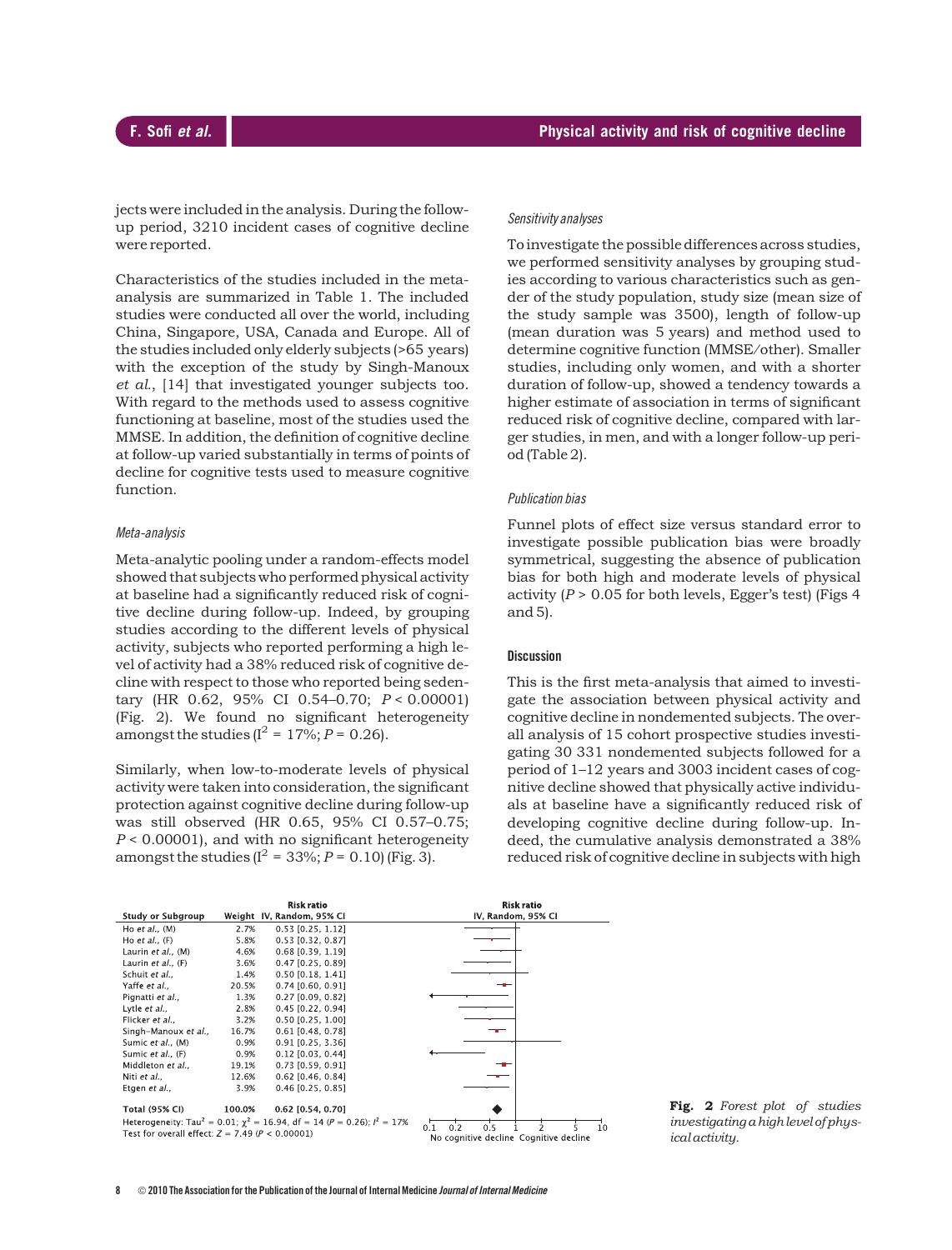jects were included in the analysis. During the follow-up period, 3210 incident cases of cognitive decline were reported.

Characteristics of the studies included in the meta-analysis are summarized in Table 1. The included studies were conducted all over the world, including China, Singapore, USA, Canada and Europe. All of the studies included only elderly subjects (>65 years) with the exception of the study by Singh-Manoux *et al.*, [14] that investigated younger subjects too. With regard to the methods used to assess cognitive functioning at baseline, most of the studies used the MMSE. In addition, the definition of cognitive decline at follow-up varied substantially in terms of points of decline for cognitive tests used to measure cognitive function.

### *Meta-analysis*

Meta-analytic pooling under a random-effects model showed that subjects who performed physical activity at baseline had a significantly reduced risk of cognitive decline during follow-up. Indeed, by grouping studies according to the different levels of physical activity, subjects who reported performing a high level of activity had a 38% reduced risk of cognitive decline with respect to those who reported being sedentary (HR 0.62, 95% CI 0.54–0.70; $P < 0.00001$) (Fig. 2). We found no significant heterogeneity amongst the studies ($I^2 = 17\%$; $P = 0.26$).

Similarly, when low-to-moderate levels of physical activity were taken into consideration, the significant protection against cognitive decline during follow-up was still observed (HR 0.65, 95% CI 0.57–0.75; $P < 0.00001$), and with no significant heterogeneity amongst the studies ($I^2 = 33\%$; $P = 0.10$) (Fig. 3).

### *Sensitivity analyses*

To investigate the possible differences across studies, we performed sensitivity analyses by grouping studies according to various characteristics such as gender of the study population, study size (mean size of the study sample was 3500), length of follow-up (mean duration was 5 years) and method used to determine cognitive function (MMSE/other). Smaller studies, including only women, and with a shorter duration of follow-up, showed a tendency towards a higher estimate of association in terms of significant reduced risk of cognitive decline, compared with larger studies, in men, and with a longer follow-up period (Table 2).

### *Publication bias*

Funnel plots of effect size versus standard error to investigate possible publication bias were broadly symmetrical, suggesting the absence of publication bias for both high and moderate levels of physical activity ($P > 0.05$ for both levels, Egger's test) (Figs 4 and 5).

## Discussion

This is the first meta-analysis that aimed to investigate the association between physical activity and cognitive decline in nondemented subjects. The overall analysis of 15 cohort prospective studies investigating 30 331 nondemented subjects followed for a period of 1–12 years and 3003 incident cases of cognitive decline showed that physically active individuals at baseline have a significantly reduced risk of developing cognitive decline during follow-up. Indeed, the cumulative analysis demonstrated a 38% reduced risk of cognitive decline in subjects with high

| Study or Subgroup | Weight | Risk ratio IV, Random, 95% CI |
|---|---|---|
| Ho *et al.*, (M) | 2.7% | 0.53 [0.25, 1.12] |
| Ho *et al.*, (F) | 5.8% | 0.53 [0.32, 0.87] |
| Laurin *et al.*, (M) | 4.6% | 0.68 [0.39, 1.19] |
| Laurin *et al.*, (F) | 3.6% | 0.47 [0.25, 0.89] |
| Schuit *et al.*, | 1.4% | 0.50 [0.18, 1.41] |
| Yaffe *et al.*, | 20.5% | 0.74 [0.60, 0.91] |
| Pignatti *et al.*, | 1.3% | 0.27 [0.09, 0.82] |
| Lytle *et al.*, | 2.8% | 0.45 [0.22, 0.94] |
| Flicker *et al.*, | 3.2% | 0.50 [0.25, 1.00] |
| Singh-Manoux *et al.*, | 16.7% | 0.61 [0.48, 0.78] |
| Sumic *et al.*, (M) | 0.9% | 0.91 [0.25, 3.36] |
| Sumic *et al.*, (F) | 0.9% | 0.12 [0.03, 0.44] |
| Middleton *et al.*, | 19.1% | 0.73 [0.59, 0.91] |
| Niti *et al.*, | 12.6% | 0.62 [0.46, 0.84] |
| Etgen *et al.*, | 3.9% | 0.46 [0.25, 0.85] |
| **Total (95% CI)** | **100.0%** | **0.62 [0.54, 0.70]** |

Heterogeneity: $Tau^2 = 0.01$; $\chi^2 = 16.94$, df = 14 ($P = 0.26$); $I^2 = 17\%$
Test for overall effect: $Z = 7.49$ ($P < 0.00001$)

No cognitive decline — Cognitive decline

**Fig. 2** *Forest plot of studies investigating a high level of physical activity.*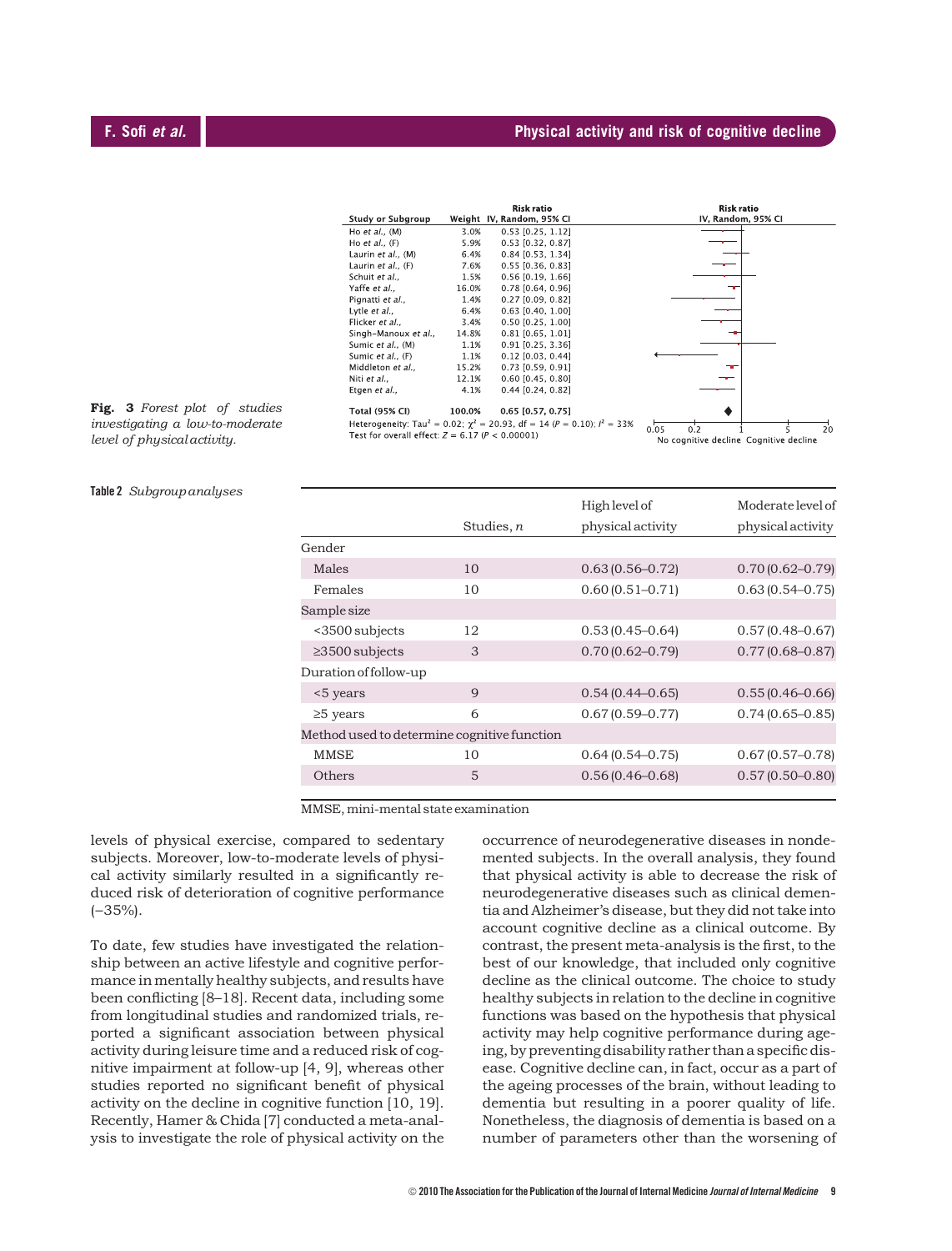| Study or Subgroup | Weight | Risk ratio IV, Random, 95% CI |
|---|---|---|
| Ho *et al.*, (M) | 3.0% | 0.53 [0.25, 1.12] |
| Ho *et al.*, (F) | 5.9% | 0.53 [0.32, 0.87] |
| Laurin *et al.*, (M) | 6.4% | 0.84 [0.53, 1.34] |
| Laurin *et al.*, (F) | 7.6% | 0.55 [0.36, 0.83] |
| Schuit *et al.*, | 1.5% | 0.56 [0.19, 1.66] |
| Yaffe *et al.*, | 16.0% | 0.78 [0.64, 0.96] |
| Pignatti *et al.*, | 1.4% | 0.27 [0.09, 0.82] |
| Lytle *et al.*, | 6.4% | 0.63 [0.40, 1.00] |
| Flicker *et al.*, | 3.4% | 0.50 [0.25, 1.00] |
| Singh-Manoux *et al.*, | 14.8% | 0.81 [0.65, 1.01] |
| Sumic *et al.*, (M) | 1.1% | 0.91 [0.25, 3.36] |
| Sumic *et al.*, (F) | 1.1% | 0.12 [0.03, 0.44] |
| Middleton *et al.*, | 15.2% | 0.73 [0.59, 0.91] |
| Niti *et al.*, | 12.1% | 0.60 [0.45, 0.80] |
| Etgen *et al.*, | 4.1% | 0.44 [0.24, 0.82] |
| **Total (95% CI)** | **100.0%** | **0.65 [0.57, 0.75]** |

Heterogeneity: Tau$^2$ = 0.02; $\chi^2$ = 20.93, df = 14 ($P$ = 0.10); $I^2$ = 33%
Test for overall effect: $Z$ = 6.17 ($P$ < 0.00001)

No cognitive decline — Cognitive decline

**Fig. 3** *Forest plot of studies investigating a low-to-moderate level of physical activity.*

**Table 2** *Subgroup analyses*

| | Studies, *n* | High level of physical activity | Moderate level of physical activity |
|---|---|---|---|
| Gender | | | |
| Males | 10 | 0.63 (0.56–0.72) | 0.70 (0.62–0.79) |
| Females | 10 | 0.60 (0.51–0.71) | 0.63 (0.54–0.75) |
| Sample size | | | |
| <3500 subjects | 12 | 0.53 (0.45–0.64) | 0.57 (0.48–0.67) |
| ≥3500 subjects | 3 | 0.70 (0.62–0.79) | 0.77 (0.68–0.87) |
| Duration of follow-up | | | |
| <5 years | 9 | 0.54 (0.44–0.65) | 0.55 (0.46–0.66) |
| ≥5 years | 6 | 0.67 (0.59–0.77) | 0.74 (0.65–0.85) |
| Method used to determine cognitive function | | | |
| MMSE | 10 | 0.64 (0.54–0.75) | 0.67 (0.57–0.78) |
| Others | 5 | 0.56 (0.46–0.68) | 0.57 (0.50–0.80) |

MMSE, mini-mental state examination

levels of physical exercise, compared to sedentary subjects. Moreover, low-to-moderate levels of physical activity similarly resulted in a significantly reduced risk of deterioration of cognitive performance (−35%).

To date, few studies have investigated the relationship between an active lifestyle and cognitive performance in mentally healthy subjects, and results have been conflicting [8–18]. Recent data, including some from longitudinal studies and randomized trials, reported a significant association between physical activity during leisure time and a reduced risk of cognitive impairment at follow-up [4, 9], whereas other studies reported no significant benefit of physical activity on the decline in cognitive function [10, 19]. Recently, Hamer & Chida [7] conducted a meta-analysis to investigate the role of physical activity on the occurrence of neurodegenerative diseases in nondemented subjects. In the overall analysis, they found that physical activity is able to decrease the risk of neurodegenerative diseases such as clinical dementia and Alzheimer's disease, but they did not take into account cognitive decline as a clinical outcome. By contrast, the present meta-analysis is the first, to the best of our knowledge, that included only cognitive decline as the clinical outcome. The choice to study healthy subjects in relation to the decline in cognitive functions was based on the hypothesis that physical activity may help cognitive performance during ageing, by preventing disability rather than a specific disease. Cognitive decline can, in fact, occur as a part of the ageing processes of the brain, without leading to dementia but resulting in a poorer quality of life. Nonetheless, the diagnosis of dementia is based on a number of parameters other than the worsening of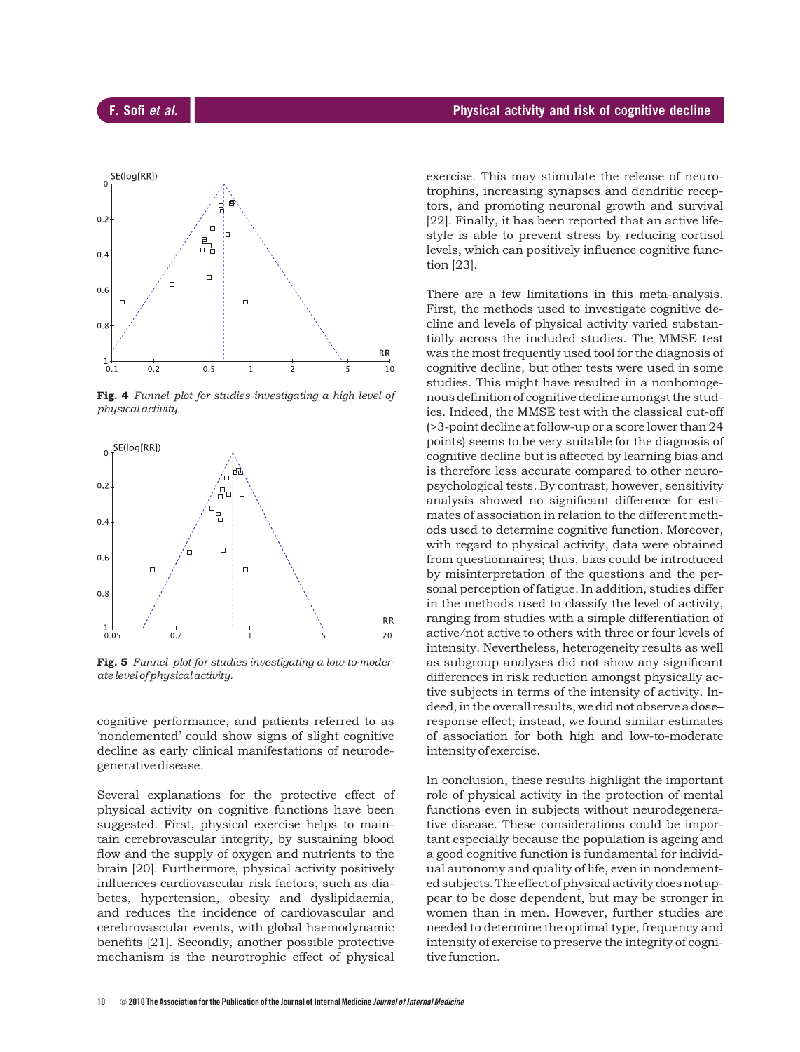Fig. 4 *Funnel plot for studies investigating a high level of physical activity.*

Fig. 5 *Funnel plot for studies investigating a low-to-moderate level of physical activity.*

cognitive performance, and patients referred to as 'nondemented' could show signs of slight cognitive decline as early clinical manifestations of neurodegenerative disease.

Several explanations for the protective effect of physical activity on cognitive functions have been suggested. First, physical exercise helps to maintain cerebrovascular integrity, by sustaining blood flow and the supply of oxygen and nutrients to the brain [20]. Furthermore, physical activity positively influences cardiovascular risk factors, such as diabetes, hypertension, obesity and dyslipidaemia, and reduces the incidence of cardiovascular and cerebrovascular events, with global haemodynamic benefits [21]. Secondly, another possible protective mechanism is the neurotrophic effect of physical exercise. This may stimulate the release of neurotrophins, increasing synapses and dendritic receptors, and promoting neuronal growth and survival [22]. Finally, it has been reported that an active lifestyle is able to prevent stress by reducing cortisol levels, which can positively influence cognitive function [23].

There are a few limitations in this meta-analysis. First, the methods used to investigate cognitive decline and levels of physical activity varied substantially across the included studies. The MMSE test was the most frequently used tool for the diagnosis of cognitive decline, but other tests were used in some studies. This might have resulted in a nonhomogenous definition of cognitive decline amongst the studies. Indeed, the MMSE test with the classical cut-off (>3-point decline at follow-up or a score lower than 24 points) seems to be very suitable for the diagnosis of cognitive decline but is affected by learning bias and is therefore less accurate compared to other neuropsychological tests. By contrast, however, sensitivity analysis showed no significant difference for estimates of association in relation to the different methods used to determine cognitive function. Moreover, with regard to physical activity, data were obtained from questionnaires; thus, bias could be introduced by misinterpretation of the questions and the personal perception of fatigue. In addition, studies differ in the methods used to classify the level of activity, ranging from studies with a simple differentiation of active/not active to others with three or four levels of intensity. Nevertheless, heterogeneity results as well as subgroup analyses did not show any significant differences in risk reduction amongst physically active subjects in terms of the intensity of activity. Indeed, in the overall results, we did not observe a dose–response effect; instead, we found similar estimates of association for both high and low-to-moderate intensity of exercise.

In conclusion, these results highlight the important role of physical activity in the protection of mental functions even in subjects without neurodegenerative disease. These considerations could be important especially because the population is ageing and a good cognitive function is fundamental for individual autonomy and quality of life, even in nondemented subjects. The effect of physical activity does not appear to be dose dependent, but may be stronger in women than in men. However, further studies are needed to determine the optimal type, frequency and intensity of exercise to preserve the integrity of cognitive function.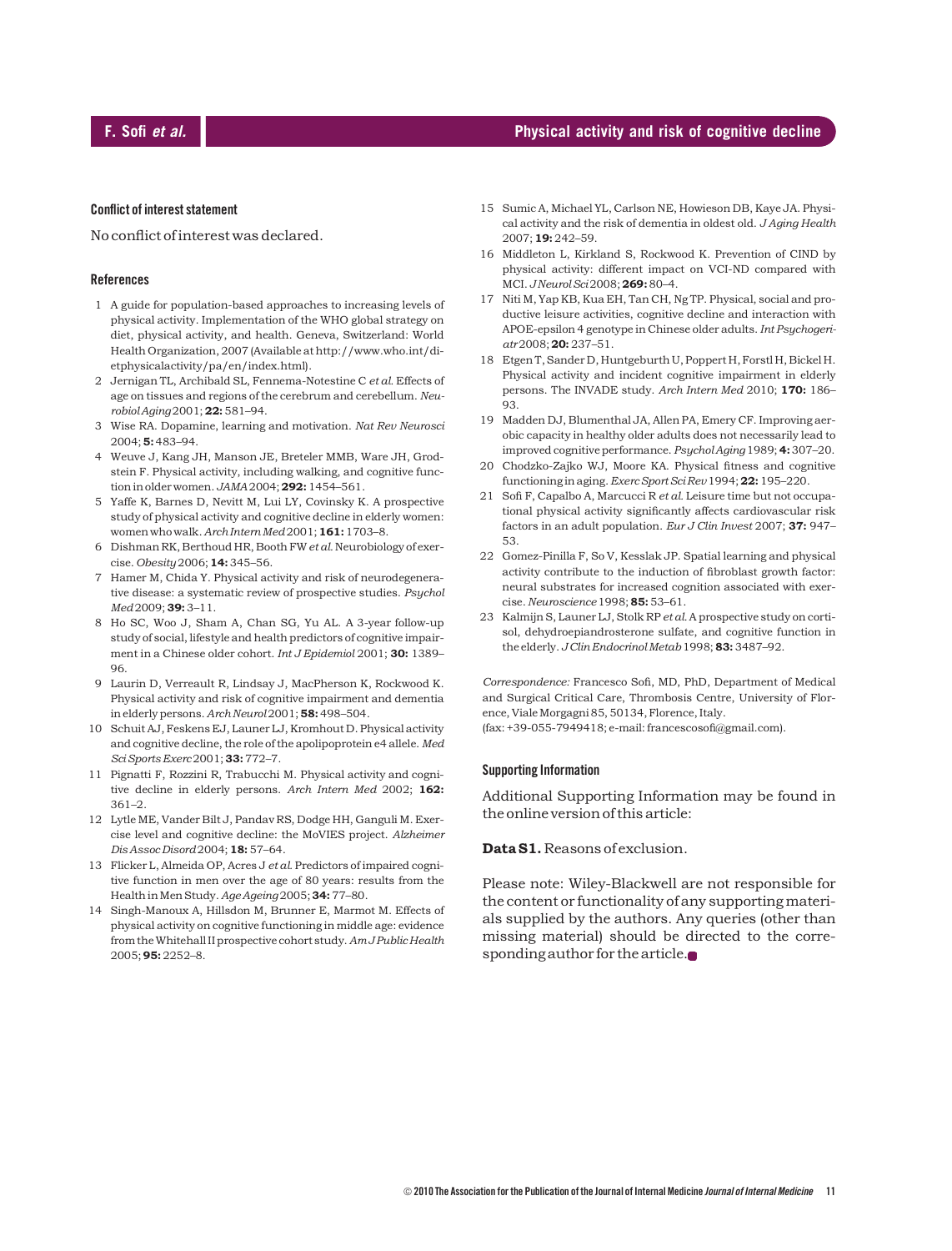## Conflict of interest statement

No conflict of interest was declared.

## References

1. A guide for population-based approaches to increasing levels of physical activity. Implementation of the WHO global strategy on diet, physical activity, and health. Geneva, Switzerland: World Health Organization, 2007 (Available at http://www.who.int/dietphysicalactivity/pa/en/index.html).
2. Jernigan TL, Archibald SL, Fennema-Notestine C *et al.* Effects of age on tissues and regions of the cerebrum and cerebellum. *Neurobiol Aging* 2001; **22:** 581–94.
3. Wise RA. Dopamine, learning and motivation. *Nat Rev Neurosci* 2004; **5:** 483–94.
4. Weuve J, Kang JH, Manson JE, Breteler MMB, Ware JH, Grodstein F. Physical activity, including walking, and cognitive function in older women. *JAMA* 2004; **292:** 1454–561.
5. Yaffe K, Barnes D, Nevitt M, Lui LY, Covinsky K. A prospective study of physical activity and cognitive decline in elderly women: women who walk. *Arch Intern Med* 2001; **161:** 1703–8.
6. Dishman RK, Berthoud HR, Booth FW *et al.* Neurobiology of exercise. *Obesity* 2006; **14:** 345–56.
7. Hamer M, Chida Y. Physical activity and risk of neurodegenerative disease: a systematic review of prospective studies. *Psychol Med* 2009; **39:** 3–11.
8. Ho SC, Woo J, Sham A, Chan SG, Yu AL. A 3-year follow-up study of social, lifestyle and health predictors of cognitive impairment in a Chinese older cohort. *Int J Epidemiol* 2001; **30:** 1389–96.
9. Laurin D, Verreault R, Lindsay J, MacPherson K, Rockwood K. Physical activity and risk of cognitive impairment and dementia in elderly persons. *Arch Neurol* 2001; **58:** 498–504.
10. Schuit AJ, Feskens EJ, Launer LJ, Kromhout D. Physical activity and cognitive decline, the role of the apolipoprotein e4 allele. *Med Sci Sports Exerc* 2001; **33:** 772–7.
11. Pignatti F, Rozzini R, Trabucchi M. Physical activity and cognitive decline in elderly persons. *Arch Intern Med* 2002; **162:** 361–2.
12. Lytle ME, Vander Bilt J, Pandav RS, Dodge HH, Ganguli M. Exercise level and cognitive decline: the MoVIES project. *Alzheimer Dis Assoc Disord* 2004; **18:** 57–64.
13. Flicker L, Almeida OP, Acres J *et al.* Predictors of impaired cognitive function in men over the age of 80 years: results from the Health in Men Study. *Age Ageing* 2005; **34:** 77–80.
14. Singh-Manoux A, Hillsdon M, Brunner E, Marmot M. Effects of physical activity on cognitive functioning in middle age: evidence from the Whitehall II prospective cohort study. *Am J Public Health* 2005; **95:** 2252–8.
15. Sumic A, Michael YL, Carlson NE, Howieson DB, Kaye JA. Physical activity and the risk of dementia in oldest old. *J Aging Health* 2007; **19:** 242–59.
16. Middleton L, Kirkland S, Rockwood K. Prevention of CIND by physical activity: different impact on VCI-ND compared with MCI. *J Neurol Sci* 2008; **269:** 80–4.
17. Niti M, Yap KB, Kua EH, Tan CH, Ng TP. Physical, social and productive leisure activities, cognitive decline and interaction with APOE-epsilon 4 genotype in Chinese older adults. *Int Psychogeriatr* 2008; **20:** 237–51.
18. Etgen T, Sander D, Huntgeburth U, Poppert H, Forstl H, Bickel H. Physical activity and incident cognitive impairment in elderly persons. The INVADE study. *Arch Intern Med* 2010; **170:** 186–93.
19. Madden DJ, Blumenthal JA, Allen PA, Emery CF. Improving aerobic capacity in healthy older adults does not necessarily lead to improved cognitive performance. *Psychol Aging* 1989; **4:** 307–20.
20. Chodzko-Zajko WJ, Moore KA. Physical fitness and cognitive functioning in aging. *Exerc Sport Sci Rev* 1994; **22:** 195–220.
21. Sofi F, Capalbo A, Marcucci R *et al.* Leisure time but not occupational physical activity significantly affects cardiovascular risk factors in an adult population. *Eur J Clin Invest* 2007; **37:** 947–53.
22. Gomez-Pinilla F, So V, Kesslak JP. Spatial learning and physical activity contribute to the induction of fibroblast growth factor: neural substrates for increased cognition associated with exercise. *Neuroscience* 1998; **85:** 53–61.
23. Kalmijn S, Launer LJ, Stolk RP *et al.* A prospective study on cortisol, dehydroepiandrosterone sulfate, and cognitive function in the elderly. *J Clin Endocrinol Metab* 1998; **83:** 3487–92.

*Correspondence:* Francesco Sofi, MD, PhD, Department of Medical and Surgical Critical Care, Thrombosis Centre, University of Florence, Viale Morgagni 85, 50134, Florence, Italy.
(fax: +39-055-7949418; e-mail: francescosofi@gmail.com).

## Supporting Information

Additional Supporting Information may be found in the online version of this article:

**Data S1.** Reasons of exclusion.

Please note: Wiley-Blackwell are not responsible for the content or functionality of any supporting materials supplied by the authors. Any queries (other than missing material) should be directed to the corresponding author for the article.